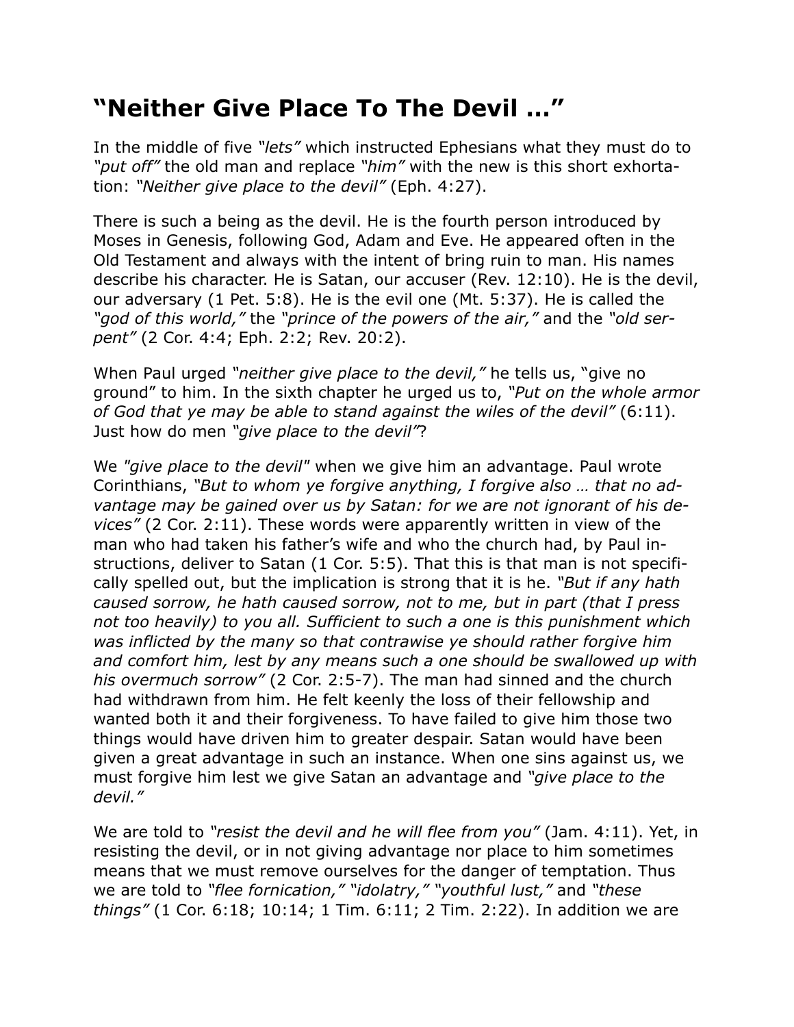# “Neither Give Place To The Devil ...”

In the middle of five *“lets”* which instructed Ephesians what they must do to *“put off”* the old man and replace *“him”* with the new is this short exhortation: *“Neither give place to the devil”* (Eph. 4:27).

There is such a being as the devil. He is the fourth person introduced by Moses in Genesis, following God, Adam and Eve. He appeared often in the Old Testament and always with the intent of bring ruin to man. His names describe his character. He is Satan, our accuser (Rev. 12:10). He is the devil, our adversary (1 Pet. 5:8). He is the evil one (Mt. 5:37). He is called the *“god of this world,”* the *“prince of the powers of the air,”* and the *“old serpent”* (2 Cor. 4:4; Eph. 2:2; Rev. 20:2).

When Paul urged *“neither give place to the devil,”* he tells us, “give no ground” to him. In the sixth chapter he urged us to, *“Put on the whole armor of God that ye may be able to stand against the wiles of the devil”* (6:11). Just how do men *“give place to the devil”*?

We *"give place to the devil"* when we give him an advantage. Paul wrote Corinthians, *“But to whom ye forgive anything, I forgive also … that no advantage may be gained over us by Satan: for we are not ignorant of his devices”* (2 Cor. 2:11). These words were apparently written in view of the man who had taken his father’s wife and who the church had, by Paul instructions, deliver to Satan (1 Cor. 5:5). That this is that man is not specifically spelled out, but the implication is strong that it is he. *“But if any hath caused sorrow, he hath caused sorrow, not to me, but in part (that I press not too heavily) to you all. Sufficient to such a one is this punishment which was inflicted by the many so that contrawise ye should rather forgive him and comfort him, lest by any means such a one should be swallowed up with his overmuch sorrow”* (2 Cor. 2:5-7). The man had sinned and the church had withdrawn from him. He felt keenly the loss of their fellowship and wanted both it and their forgiveness. To have failed to give him those two things would have driven him to greater despair. Satan would have been given a great advantage in such an instance. When one sins against us, we must forgive him lest we give Satan an advantage and *“give place to the devil.”*

We are told to *“resist the devil and he will flee from you”* (Jam. 4:11). Yet, in resisting the devil, or in not giving advantage nor place to him sometimes means that we must remove ourselves for the danger of temptation. Thus we are told to *“flee fornication,” “idolatry,” “youthful lust,”* and *“these things”* (1 Cor. 6:18; 10:14; 1 Tim. 6:11; 2 Tim. 2:22). In addition we are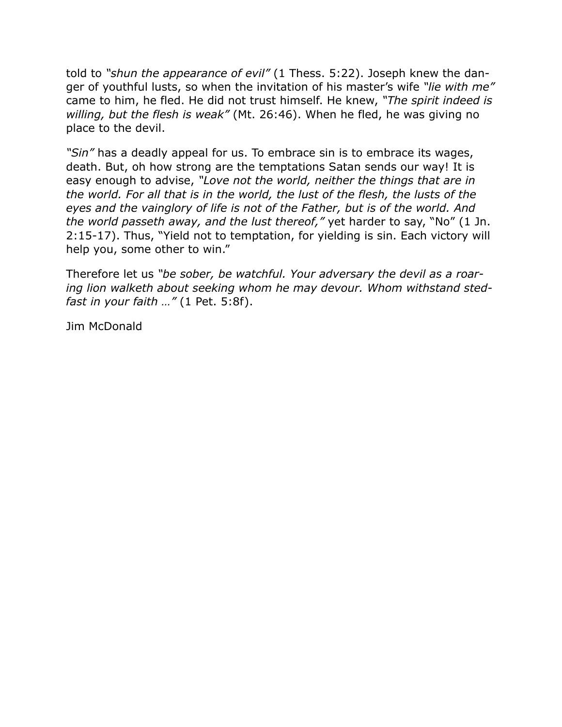told to *"shun the appearance of evil"* (1 Thess. 5:22). Joseph knew the danger of youthful lusts, so when the invitation of his master's wife *"lie with me"* came to him, he fled. He did not trust himself. He knew, *"The spirit indeed is willing, but the flesh is weak"* (Mt. 26:46). When he fled, he was giving no place to the devil.

*"Sin"* has a deadly appeal for us. To embrace sin is to embrace its wages, death. But, oh how strong are the temptations Satan sends our way! It is easy enough to advise, *"Love not the world, neither the things that are in the world. For all that is in the world, the lust of the flesh, the lusts of the eyes and the vainglory of life is not of the Father, but is of the world. And the world passeth away, and the lust thereof,"* yet harder to say, "No" (1 Jn. 2:15-17). Thus, "Yield not to temptation, for yielding is sin. Each victory will help you, some other to win."

Therefore let us *"be sober, be watchful. Your adversary the devil as a roaring lion walketh about seeking whom he may devour. Whom withstand stedfast in your faith …"* (1 Pet. 5:8f).

Jim McDonald